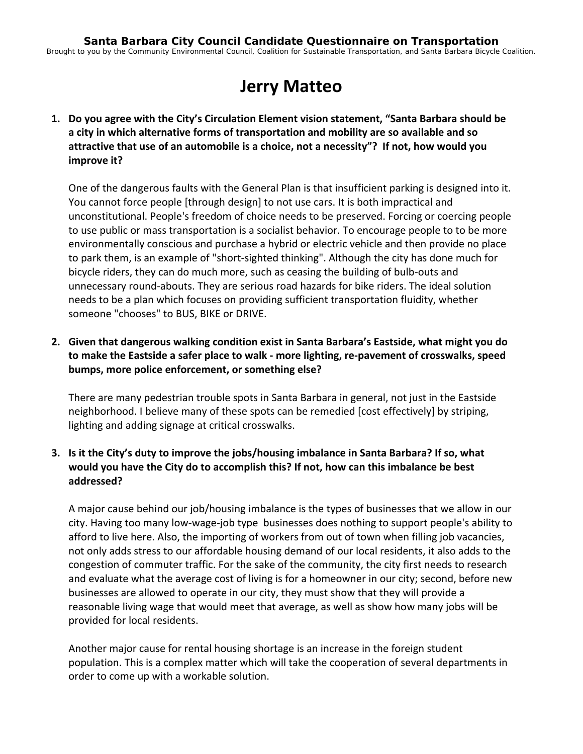**Santa Barbara City Council Candidate Questionnaire on Transportation**

Brought to you by the Community Environmental Council, Coalition for Sustainable Transportation, and Santa Barbara Bicycle Coalition.

# Jerry Matteo

1. **Do you agree with the City's Circulation Element vision statement, "Santa Barbara should be a city in which alternative forms of transportation and mobility are so available and so attractive that use of an automobile is a choice, not a necessity"? If not, how would you improve it?**

   One of the dangerous faults with the General Plan is that insufficient parking is designed into it. You cannot force people [through design] to not use cars. It is both impractical and unconstitutional. People's freedom of choice needs to be preserved. Forcing or coercing people to use public or mass transportation is a socialist behavior. To encourage people to to be more environmentally conscious and purchase a hybrid or electric vehicle and then provide no place to park them, is an example of "short-sighted thinking". Although the city has done much for bicycle riders, they can do much more, such as ceasing the building of bulb-outs and unnecessary round-abouts. They are serious road hazards for bike riders. The ideal solution needs to be a plan which focuses on providing sufficient transportation fluidity, whether someone "chooses" to BUS, BIKE or DRIVE.

2. **Given that dangerous walking condition exist in Santa Barbara's Eastside, what might you do to make the Eastside a safer place to walk - more lighting, re-pavement of crosswalks, speed bumps, more police enforcement, or something else?**

   There are many pedestrian trouble spots in Santa Barbara in general, not just in the Eastside neighborhood. I believe many of these spots can be remedied [cost effectively] by striping, lighting and adding signage at critical crosswalks.

3. **Is it the City's duty to improve the jobs/housing imbalance in Santa Barbara? If so, what would you have the City do to accomplish this? If not, how can this imbalance be best addressed?**

   A major cause behind our job/housing imbalance is the types of businesses that we allow in our city. Having too many low-wage-job type businesses does nothing to support people's ability to afford to live here. Also, the importing of workers from out of town when filling job vacancies, not only adds stress to our affordable housing demand of our local residents, it also adds to the congestion of commuter traffic. For the sake of the community, the city first needs to research and evaluate what the average cost of living is for a homeowner in our city; second, before new businesses are allowed to operate in our city, they must show that they will provide a reasonable living wage that would meet that average, as well as show how many jobs will be provided for local residents.

   Another major cause for rental housing shortage is an increase in the foreign student population. This is a complex matter which will take the cooperation of several departments in order to come up with a workable solution.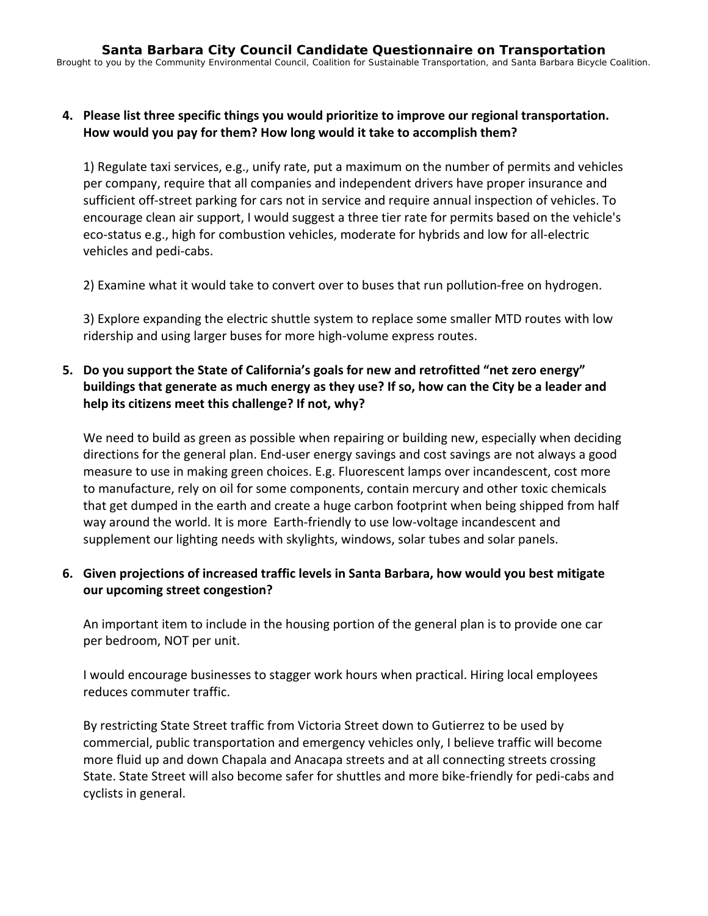4. **Please list three specific things you would prioritize to improve our regional transportation. How would you pay for them? How long would it take to accomplish them?**

   1) Regulate taxi services, e.g., unify rate, put a maximum on the number of permits and vehicles per company, require that all companies and independent drivers have proper insurance and sufficient off-street parking for cars not in service and require annual inspection of vehicles. To encourage clean air support, I would suggest a three tier rate for permits based on the vehicle's eco-status e.g., high for combustion vehicles, moderate for hybrids and low for all-electric vehicles and pedi-cabs.

   2) Examine what it would take to convert over to buses that run pollution-free on hydrogen.

   3) Explore expanding the electric shuttle system to replace some smaller MTD routes with low ridership and using larger buses for more high-volume express routes.

5. **Do you support the State of California's goals for new and retrofitted "net zero energy" buildings that generate as much energy as they use? If so, how can the City be a leader and help its citizens meet this challenge? If not, why?**

   We need to build as green as possible when repairing or building new, especially when deciding directions for the general plan. End-user energy savings and cost savings are not always a good measure to use in making green choices. E.g. Fluorescent lamps over incandescent, cost more to manufacture, rely on oil for some components, contain mercury and other toxic chemicals that get dumped in the earth and create a huge carbon footprint when being shipped from half way around the world. It is more Earth-friendly to use low-voltage incandescent and supplement our lighting needs with skylights, windows, solar tubes and solar panels.

6. **Given projections of increased traffic levels in Santa Barbara, how would you best mitigate our upcoming street congestion?**

   An important item to include in the housing portion of the general plan is to provide one car per bedroom, NOT per unit.

   I would encourage businesses to stagger work hours when practical. Hiring local employees reduces commuter traffic.

   By restricting State Street traffic from Victoria Street down to Gutierrez to be used by commercial, public transportation and emergency vehicles only, I believe traffic will become more fluid up and down Chapala and Anacapa streets and at all connecting streets crossing State. State Street will also become safer for shuttles and more bike-friendly for pedi-cabs and cyclists in general.